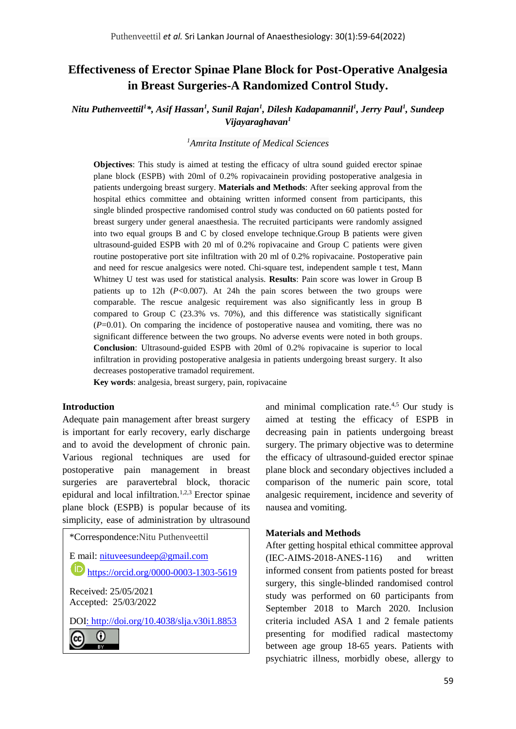# Effectiveness of Erector Spinae Plane Block for Post-Operative Analgesia in Breast Surgeries-A Randomized Control Study.

*Nitu Puthenveettil[1]\*, Asif Hassan[1], Sunil Rajan[1], Dilesh Kadapamannil[1], Jerry Paul[1], Sundeep Vijayaraghavan[1]*

[1]*Amrita Institute of Medical Sciences*

**Objectives**: This study is aimed at testing the efficacy of ultra sound guided erector spinae plane block (ESPB) with 20ml of 0.2% ropivacainein providing postoperative analgesia in patients undergoing breast surgery. **Materials and Methods**: After seeking approval from the hospital ethics committee and obtaining written informed consent from participants, this single blinded prospective randomised control study was conducted on 60 patients posted for breast surgery under general anaesthesia. The recruited participants were randomly assigned into two equal groups B and C by closed envelope technique.Group B patients were given ultrasound-guided ESPB with 20 ml of 0.2% ropivacaine and Group C patients were given routine postoperative port site infiltration with 20 ml of 0.2% ropivacaine. Postoperative pain and need for rescue analgesics were noted. Chi-square test, independent sample t test, Mann Whitney U test was used for statistical analysis. **Results**: Pain score was lower in Group B patients up to 12h ($P$<0.007). At 24h the pain scores between the two groups were comparable. The rescue analgesic requirement was also significantly less in group B compared to Group C (23.3% vs. 70%), and this difference was statistically significant ($P$=0.01). On comparing the incidence of postoperative nausea and vomiting, there was no significant difference between the two groups. No adverse events were noted in both groups. **Conclusion**: Ultrasound-guided ESPB with 20ml of 0.2% ropivacaine is superior to local infiltration in providing postoperative analgesia in patients undergoing breast surgery. It also decreases postoperative tramadol requirement.

**Key words**: analgesia, breast surgery, pain, ropivacaine

## Introduction

Adequate pain management after breast surgery is important for early recovery, early discharge and to avoid the development of chronic pain. Various regional techniques are used for postoperative pain management in breast surgeries are paravertebral block, thoracic epidural and local infiltration.[1,2,3] Erector spinae plane block (ESPB) is popular because of its simplicity, ease of administration by ultrasound and minimal complication rate.[4,5] Our study is aimed at testing the efficacy of ESPB in decreasing pain in patients undergoing breast surgery. The primary objective was to determine the efficacy of ultrasound-guided erector spinae plane block and secondary objectives included a comparison of the numeric pain score, total analgesic requirement, incidence and severity of nausea and vomiting.

\*Correspondence:Nitu Puthenveettil

E mail: nituveesundeep@gmail.com

https://orcid.org/0000-0003-1303-5619

Received: 25/05/2021
Accepted: 25/03/2022

DOI: http://doi.org/10.4038/slja.v30i1.8853

## Materials and Methods

After getting hospital ethical committee approval (IEC-AIMS-2018-ANES-116) and written informed consent from patients posted for breast surgery, this single-blinded randomised control study was performed on 60 participants from September 2018 to March 2020. Inclusion criteria included ASA 1 and 2 female patients presenting for modified radical mastectomy between age group 18-65 years. Patients with psychiatric illness, morbidly obese, allergy to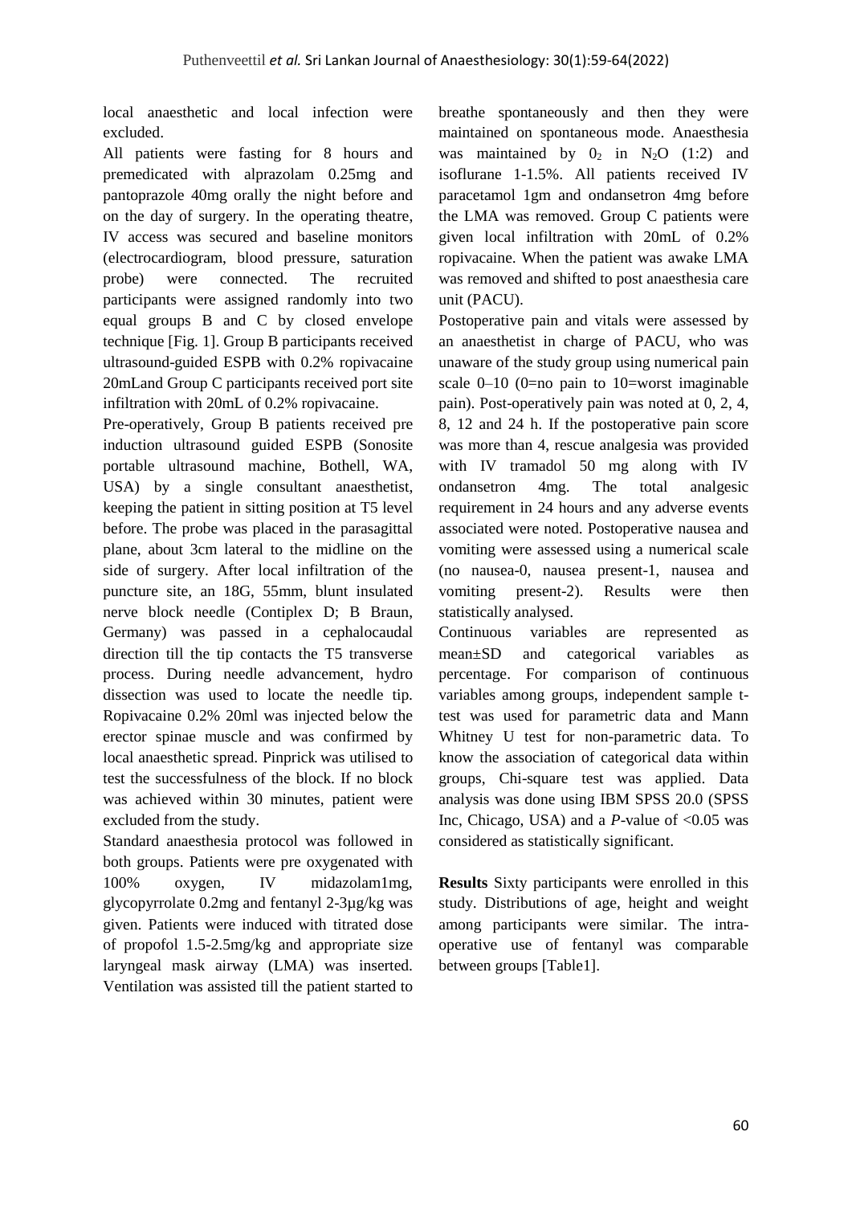local anaesthetic and local infection were excluded.

All patients were fasting for 8 hours and premedicated with alprazolam 0.25mg and pantoprazole 40mg orally the night before and on the day of surgery. In the operating theatre, IV access was secured and baseline monitors (electrocardiogram, blood pressure, saturation probe) were connected. The recruited participants were assigned randomly into two equal groups B and C by closed envelope technique [Fig. 1]. Group B participants received ultrasound-guided ESPB with 0.2% ropivacaine 20mLand Group C participants received port site infiltration with 20mL of 0.2% ropivacaine.

Pre-operatively, Group B patients received pre induction ultrasound guided ESPB (Sonosite portable ultrasound machine, Bothell, WA, USA) by a single consultant anaesthetist, keeping the patient in sitting position at T5 level before. The probe was placed in the parasagittal plane, about 3cm lateral to the midline on the side of surgery. After local infiltration of the puncture site, an 18G, 55mm, blunt insulated nerve block needle (Contiplex D; B Braun, Germany) was passed in a cephalocaudal direction till the tip contacts the T5 transverse process. During needle advancement, hydro dissection was used to locate the needle tip. Ropivacaine 0.2% 20ml was injected below the erector spinae muscle and was confirmed by local anaesthetic spread. Pinprick was utilised to test the successfulness of the block. If no block was achieved within 30 minutes, patient were excluded from the study.

Standard anaesthesia protocol was followed in both groups. Patients were pre oxygenated with 100% oxygen, IV midazolam1mg, glycopyrrolate 0.2mg and fentanyl 2-3µg/kg was given. Patients were induced with titrated dose of propofol 1.5-2.5mg/kg and appropriate size laryngeal mask airway (LMA) was inserted. Ventilation was assisted till the patient started to breathe spontaneously and then they were maintained on spontaneous mode. Anaesthesia was maintained by $0_2$ in $N_2O$ (1:2) and isoflurane 1-1.5%. All patients received IV paracetamol 1gm and ondansetron 4mg before the LMA was removed. Group C patients were given local infiltration with 20mL of 0.2% ropivacaine. When the patient was awake LMA was removed and shifted to post anaesthesia care unit (PACU).

Postoperative pain and vitals were assessed by an anaesthetist in charge of PACU, who was unaware of the study group using numerical pain scale 0–10 (0=no pain to 10=worst imaginable pain). Post-operatively pain was noted at 0, 2, 4, 8, 12 and 24 h. If the postoperative pain score was more than 4, rescue analgesia was provided with IV tramadol 50 mg along with IV ondansetron 4mg. The total analgesic requirement in 24 hours and any adverse events associated were noted. Postoperative nausea and vomiting were assessed using a numerical scale (no nausea-0, nausea present-1, nausea and vomiting present-2). Results were then statistically analysed.

Continuous variables are represented as mean±SD and categorical variables as percentage. For comparison of continuous variables among groups, independent sample t-test was used for parametric data and Mann Whitney U test for non-parametric data. To know the association of categorical data within groups, Chi-square test was applied. Data analysis was done using IBM SPSS 20.0 (SPSS Inc, Chicago, USA) and a *P*-value of <0.05 was considered as statistically significant.

**Results** Sixty participants were enrolled in this study. Distributions of age, height and weight among participants were similar. The intra-operative use of fentanyl was comparable between groups [Table1].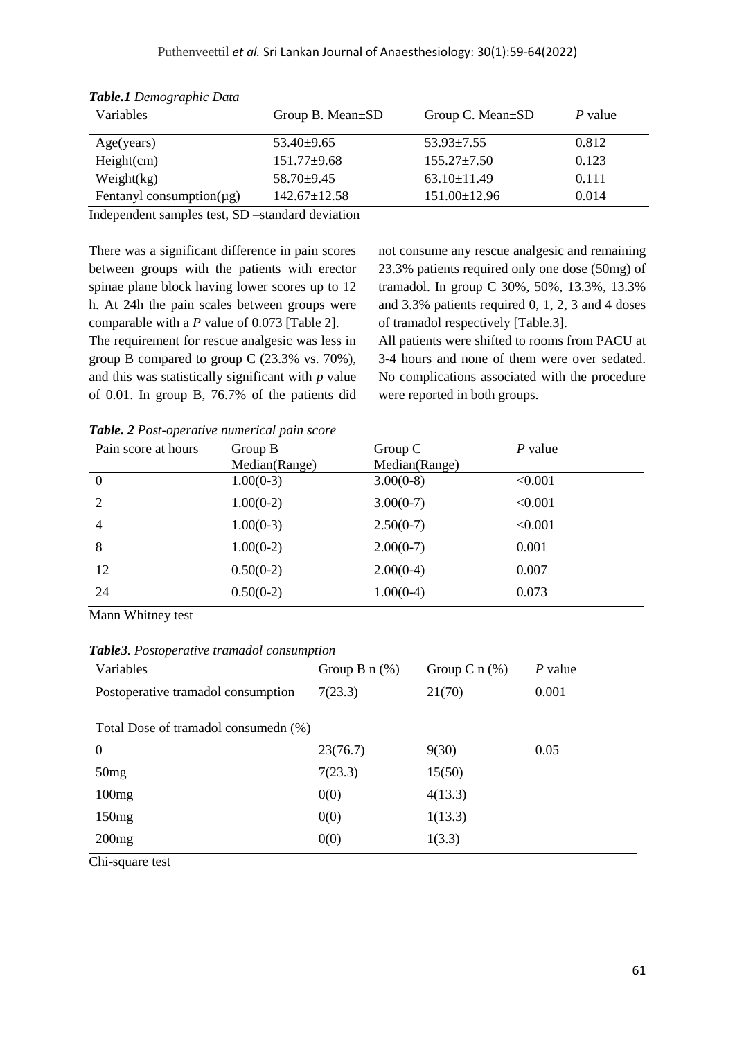***Table.1*** *Demographic Data*

| Variables | Group B. Mean±SD | Group C. Mean±SD | *P* value |
|---|---|---|---|
| Age(years) | 53.40±9.65 | 53.93±7.55 | 0.812 |
| Height(cm) | 151.77±9.68 | 155.27±7.50 | 0.123 |
| Weight(kg) | 58.70±9.45 | 63.10±11.49 | 0.111 |
| Fentanyl consumption(µg) | 142.67±12.58 | 151.00±12.96 | 0.014 |

Independent samples test, SD –standard deviation

There was a significant difference in pain scores between groups with the patients with erector spinae plane block having lower scores up to 12 h. At 24h the pain scales between groups were comparable with a *P* value of 0.073 [Table 2].

The requirement for rescue analgesic was less in group B compared to group C (23.3% vs. 70%), and this was statistically significant with *p* value of 0.01. In group B, 76.7% of the patients did not consume any rescue analgesic and remaining 23.3% patients required only one dose (50mg) of tramadol. In group C 30%, 50%, 13.3%, 13.3% and 3.3% patients required 0, 1, 2, 3 and 4 doses of tramadol respectively [Table.3].

All patients were shifted to rooms from PACU at 3-4 hours and none of them were over sedated. No complications associated with the procedure were reported in both groups.

***Table. 2*** *Post-operative numerical pain score*

| Pain score at hours | Group B Median(Range) | Group C Median(Range) | *P* value |
|---|---|---|---|
| 0 | 1.00(0-3) | 3.00(0-8) | <0.001 |
| 2 | 1.00(0-2) | 3.00(0-7) | <0.001 |
| 4 | 1.00(0-3) | 2.50(0-7) | <0.001 |
| 8 | 1.00(0-2) | 2.00(0-7) | 0.001 |
| 12 | 0.50(0-2) | 2.00(0-4) | 0.007 |
| 24 | 0.50(0-2) | 1.00(0-4) | 0.073 |

Mann Whitney test

***Table3****. Postoperative tramadol consumption*

| Variables | Group B n (%) | Group C n (%) | *P* value |
|---|---|---|---|
| Postoperative tramadol consumption | 7(23.3) | 21(70) | 0.001 |
| Total Dose of tramadol consumedn (%) | | | |
| 0 | 23(76.7) | 9(30) | 0.05 |
| 50mg | 7(23.3) | 15(50) | |
| 100mg | 0(0) | 4(13.3) | |
| 150mg | 0(0) | 1(13.3) | |
| 200mg | 0(0) | 1(3.3) | |

Chi-square test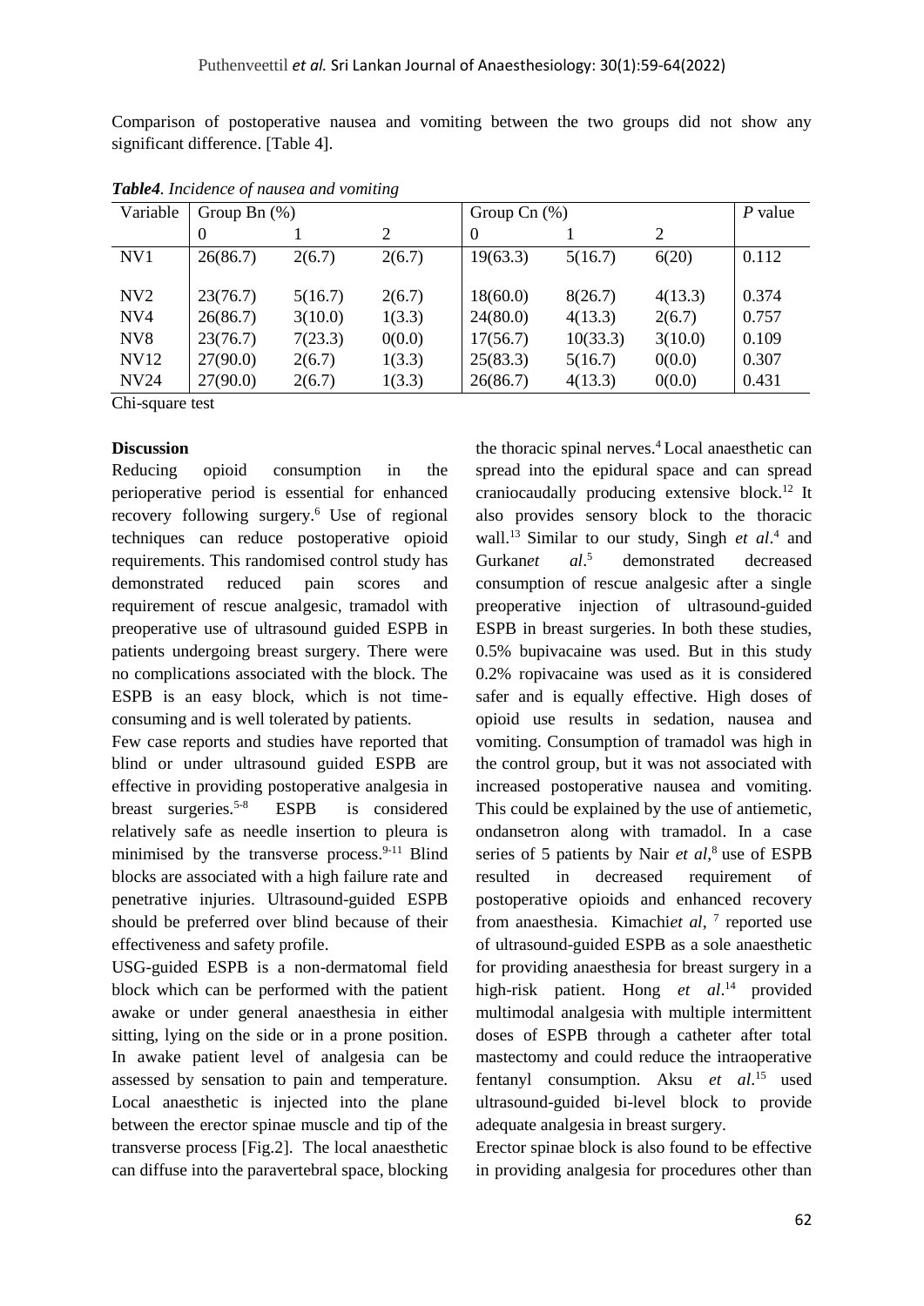Comparison of postoperative nausea and vomiting between the two groups did not show any significant difference. [Table 4].

***Table4**. Incidence of nausea and vomiting*

| Variable | Group Bn (%) | | | Group Cn (%) | | | *P* value |
|---|---|---|---|---|---|---|---|
| | 0 | 1 | 2 | 0 | 1 | 2 | |
| NV1 | 26(86.7) | 2(6.7) | 2(6.7) | 19(63.3) | 5(16.7) | 6(20) | 0.112 |
| NV2 | 23(76.7) | 5(16.7) | 2(6.7) | 18(60.0) | 8(26.7) | 4(13.3) | 0.374 |
| NV4 | 26(86.7) | 3(10.0) | 1(3.3) | 24(80.0) | 4(13.3) | 2(6.7) | 0.757 |
| NV8 | 23(76.7) | 7(23.3) | 0(0.0) | 17(56.7) | 10(33.3) | 3(10.0) | 0.109 |
| NV12 | 27(90.0) | 2(6.7) | 1(3.3) | 25(83.3) | 5(16.7) | 0(0.0) | 0.307 |
| NV24 | 27(90.0) | 2(6.7) | 1(3.3) | 26(86.7) | 4(13.3) | 0(0.0) | 0.431 |

Chi-square test

**Discussion**

Reducing opioid consumption in the perioperative period is essential for enhanced recovery following surgery.[6] Use of regional techniques can reduce postoperative opioid requirements. This randomised control study has demonstrated reduced pain scores and requirement of rescue analgesic, tramadol with preoperative use of ultrasound guided ESPB in patients undergoing breast surgery. There were no complications associated with the block. The ESPB is an easy block, which is not time-consuming and is well tolerated by patients.

Few case reports and studies have reported that blind or under ultrasound guided ESPB are effective in providing postoperative analgesia in breast surgeries.[5-8] ESPB is considered relatively safe as needle insertion to pleura is minimised by the transverse process.[9-11] Blind blocks are associated with a high failure rate and penetrative injuries. Ultrasound-guided ESPB should be preferred over blind because of their effectiveness and safety profile.

USG-guided ESPB is a non-dermatomal field block which can be performed with the patient awake or under general anaesthesia in either sitting, lying on the side or in a prone position. In awake patient level of analgesia can be assessed by sensation to pain and temperature. Local anaesthetic is injected into the plane between the erector spinae muscle and tip of the transverse process [Fig.2]. The local anaesthetic can diffuse into the paravertebral space, blocking the thoracic spinal nerves.[4] Local anaesthetic can spread into the epidural space and can spread craniocaudally producing extensive block.[12] It also provides sensory block to the thoracic wall.[13] Similar to our study, Singh *et al*.[4] and Gurkan*et al*.[5] demonstrated decreased consumption of rescue analgesic after a single preoperative injection of ultrasound-guided ESPB in breast surgeries. In both these studies, 0.5% bupivacaine was used. But in this study 0.2% ropivacaine was used as it is considered safer and is equally effective. High doses of opioid use results in sedation, nausea and vomiting. Consumption of tramadol was high in the control group, but it was not associated with increased postoperative nausea and vomiting. This could be explained by the use of antiemetic, ondansetron along with tramadol. In a case series of 5 patients by Nair *et al*,[8] use of ESPB resulted in decreased requirement of postoperative opioids and enhanced recovery from anaesthesia. Kimachi*et al*, [7] reported use of ultrasound-guided ESPB as a sole anaesthetic for providing anaesthesia for breast surgery in a high-risk patient. Hong *et al*.[14] provided multimodal analgesia with multiple intermittent doses of ESPB through a catheter after total mastectomy and could reduce the intraoperative fentanyl consumption. Aksu *et al*.[15] used ultrasound-guided bi-level block to provide adequate analgesia in breast surgery.

Erector spinae block is also found to be effective in providing analgesia for procedures other than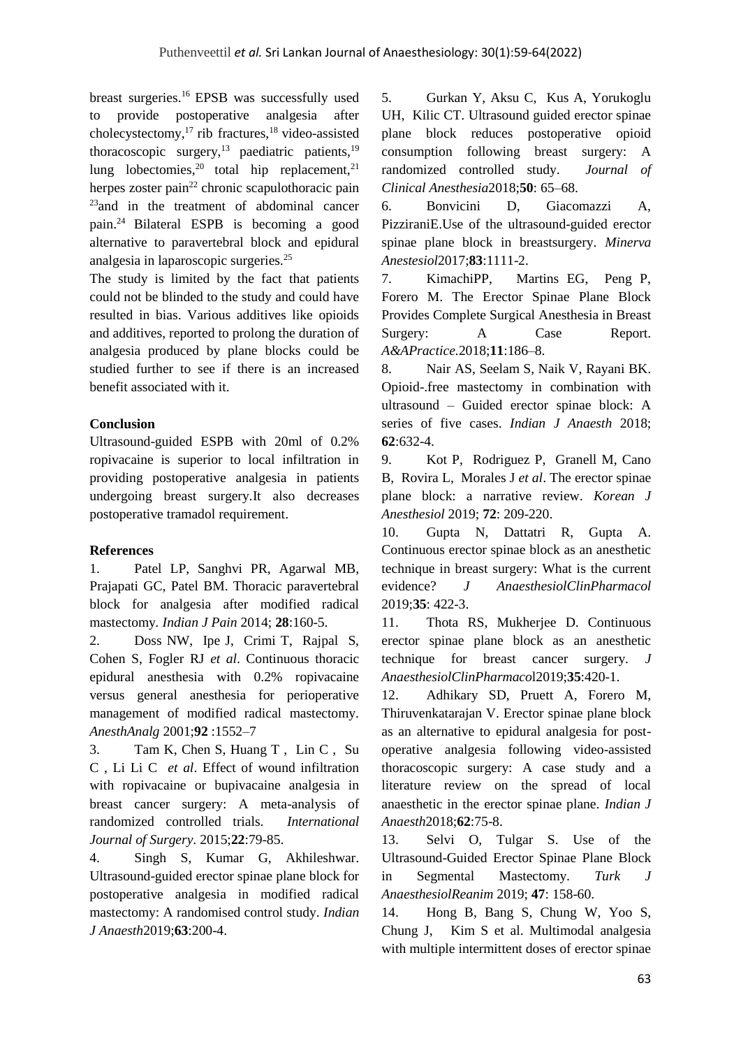breast surgeries.[16] EPSB was successfully used to provide postoperative analgesia after cholecystectomy,[17] rib fractures,[18] video-assisted thoracoscopic surgery,[13] paediatric patients,[19] lung lobectomies,[20] total hip replacement,[21] herpes zoster pain[22] chronic scapulothoracic pain [23]and in the treatment of abdominal cancer pain.[24] Bilateral ESPB is becoming a good alternative to paravertebral block and epidural analgesia in laparoscopic surgeries.[25]

The study is limited by the fact that patients could not be blinded to the study and could have resulted in bias. Various additives like opioids and additives, reported to prolong the duration of analgesia produced by plane blocks could be studied further to see if there is an increased benefit associated with it.

## Conclusion

Ultrasound-guided ESPB with 20ml of 0.2% ropivacaine is superior to local infiltration in providing postoperative analgesia in patients undergoing breast surgery.It also decreases postoperative tramadol requirement.

## References

1. Patel LP, Sanghvi PR, Agarwal MB, Prajapati GC, Patel BM. Thoracic paravertebral block for analgesia after modified radical mastectomy. *Indian J Pain* 2014; **28**:160-5.
2. Doss NW, Ipe J, Crimi T, Rajpal S, Cohen S, Fogler RJ *et al*. Continuous thoracic epidural anesthesia with 0.2% ropivacaine versus general anesthesia for perioperative management of modified radical mastectomy. *AnesthAnalg* 2001;**92** :1552–7
3. Tam K, Chen S, Huang T , Lin C , Su C , Li Li C *et al*. Effect of wound infiltration with ropivacaine or bupivacaine analgesia in breast cancer surgery: A meta-analysis of randomized controlled trials. *International Journal of Surgery*. 2015;**22**:79-85.
4. Singh S, Kumar G, Akhileshwar. Ultrasound-guided erector spinae plane block for postoperative analgesia in modified radical mastectomy: A randomised control study. *Indian J Anaesth*2019;**63**:200-4.
5. Gurkan Y, Aksu C, Kus A, Yorukoglu UH, Kilic CT. Ultrasound guided erector spinae plane block reduces postoperative opioid consumption following breast surgery: A randomized controlled study. *Journal of Clinical Anesthesia*2018;**50**: 65–68.
6. Bonvicini D, Giacomazzi A, PizziraniE.Use of the ultrasound-guided erector spinae plane block in breastsurgery. *Minerva Anestesiol*2017;**83**:1111-2.
7. KimachiPP, Martins EG, Peng P, Forero M. The Erector Spinae Plane Block Provides Complete Surgical Anesthesia in Breast Surgery: A Case Report. *A&APractice.*2018;**11**:186–8.
8. Nair AS, Seelam S, Naik V, Rayani BK. Opioid-.free mastectomy in combination with ultrasound – Guided erector spinae block: A series of five cases. *Indian J Anaesth* 2018; **62**:632-4.
9. Kot P, Rodriguez P, Granell M, Cano B, Rovira L, Morales J *et al*. The erector spinae plane block: a narrative review. *Korean J Anesthesiol* 2019; **72**: 209-220.
10. Gupta N, Dattatri R, Gupta A. Continuous erector spinae block as an anesthetic technique in breast surgery: What is the current evidence? *J AnaesthesiolClinPharmacol* 2019;**35**: 422-3.
11. Thota RS, Mukherjee D. Continuous erector spinae plane block as an anesthetic technique for breast cancer surgery. *J AnaesthesiolClinPharmacol*2019;**35**:420-1.
12. Adhikary SD, Pruett A, Forero M, Thiruvenkatarajan V. Erector spinae plane block as an alternative to epidural analgesia for post-operative analgesia following video-assisted thoracoscopic surgery: A case study and a literature review on the spread of local anaesthetic in the erector spinae plane. *Indian J Anaesth*2018;**62**:75-8.
13. Selvi O, Tulgar S. Use of the Ultrasound-Guided Erector Spinae Plane Block in Segmental Mastectomy. *Turk J AnaesthesiolReanim* 2019; **47**: 158-60.
14. Hong B, Bang S, Chung W, Yoo S, Chung J, Kim S et al. Multimodal analgesia with multiple intermittent doses of erector spinae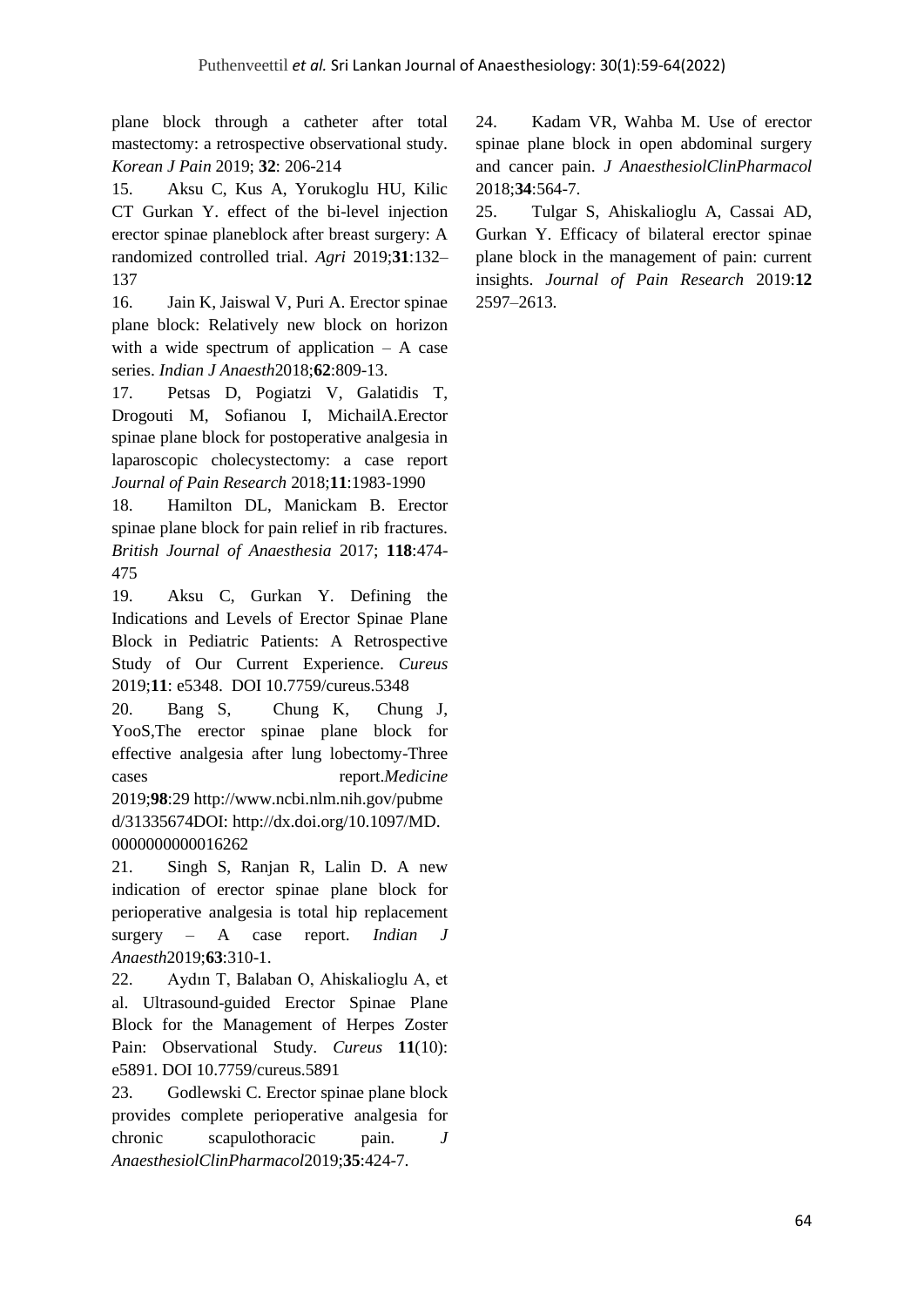plane block through a catheter after total mastectomy: a retrospective observational study. *Korean J Pain* 2019; **32**: 206-214

15. Aksu C, Kus A, Yorukoglu HU, Kilic CT Gurkan Y. effect of the bi-level injection erector spinae planeblock after breast surgery: A randomized controlled trial. *Agri* 2019;**31**:132–137

16. Jain K, Jaiswal V, Puri A. Erector spinae plane block: Relatively new block on horizon with a wide spectrum of application – A case series. *Indian J Anaesth*2018;**62**:809-13.

17. Petsas D, Pogiatzi V, Galatidis T, Drogouti M, Sofianou I, MichailA.Erector spinae plane block for postoperative analgesia in laparoscopic cholecystectomy: a case report *Journal of Pain Research* 2018;**11**:1983-1990

18. Hamilton DL, Manickam B. Erector spinae plane block for pain relief in rib fractures. *British Journal of Anaesthesia* 2017; **118**:474-475

19. Aksu C, Gurkan Y. Defining the Indications and Levels of Erector Spinae Plane Block in Pediatric Patients: A Retrospective Study of Our Current Experience. *Cureus* 2019;**11**: e5348. DOI 10.7759/cureus.5348

20. Bang S, Chung K, Chung J, YooS,The erector spinae plane block for effective analgesia after lung lobectomy-Three cases report.*Medicine* 2019;**98**:29 http://www.ncbi.nlm.nih.gov/pubmed/31335674DOI: http://dx.doi.org/10.1097/MD.0000000000016262

21. Singh S, Ranjan R, Lalin D. A new indication of erector spinae plane block for perioperative analgesia is total hip replacement surgery – A case report. *Indian J Anaesth*2019;**63**:310-1.

22. Aydın T, Balaban O, Ahiskalioglu A, et al. Ultrasound-guided Erector Spinae Plane Block for the Management of Herpes Zoster Pain: Observational Study. *Cureus* **11**(10): e5891. DOI 10.7759/cureus.5891

23. Godlewski C. Erector spinae plane block provides complete perioperative analgesia for chronic scapulothoracic pain. *J AnaesthesiolClinPharmacol*2019;**35**:424-7.

24. Kadam VR, Wahba M. Use of erector spinae plane block in open abdominal surgery and cancer pain. *J AnaesthesiolClinPharmacol* 2018;**34**:564-7.

25. Tulgar S, Ahiskalioglu A, Cassai AD, Gurkan Y. Efficacy of bilateral erector spinae plane block in the management of pain: current insights. *Journal of Pain Research* 2019:**12** 2597–2613.